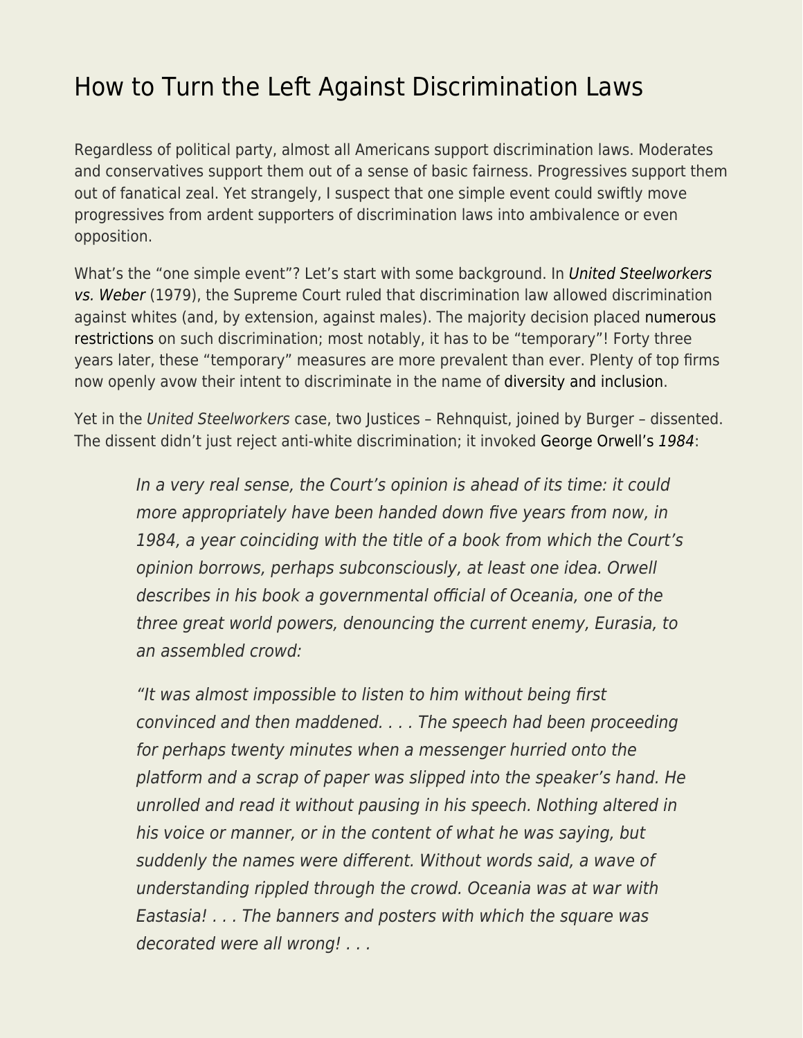# How to Turn the Left Against Discrimination Laws

Regardless of political party, almost all Americans support discrimination laws. Moderates and conservatives support them out of a sense of basic fairness. Progressives support them out of fanatical zeal. Yet strangely, I suspect that one simple event could swiftly move progressives from ardent supporters of discrimination laws into ambivalence or even opposition.

What's the "one simple event"? Let's start with some background. In *United Steelworkers vs. Weber* (1979), the Supreme Court ruled that discrimination law allowed discrimination against whites (and, by extension, against males). The majority decision placed numerous restrictions on such discrimination; most notably, it has to be "temporary"! Forty three years later, these "temporary" measures are more prevalent than ever. Plenty of top firms now openly avow their intent to discriminate in the name of diversity and inclusion.

Yet in the *United Steelworkers* case, two Justices – Rehnquist, joined by Burger – dissented. The dissent didn't just reject anti-white discrimination; it invoked George Orwell's *1984*:

> *In a very real sense, the Court's opinion is ahead of its time: it could more appropriately have been handed down five years from now, in 1984, a year coinciding with the title of a book from which the Court's opinion borrows, perhaps subconsciously, at least one idea. Orwell describes in his book a governmental official of Oceania, one of the three great world powers, denouncing the current enemy, Eurasia, to an assembled crowd:*
>
> *"It was almost impossible to listen to him without being first convinced and then maddened. . . . The speech had been proceeding for perhaps twenty minutes when a messenger hurried onto the platform and a scrap of paper was slipped into the speaker's hand. He unrolled and read it without pausing in his speech. Nothing altered in his voice or manner, or in the content of what he was saying, but suddenly the names were different. Without words said, a wave of understanding rippled through the crowd. Oceania was at war with Eastasia! . . . The banners and posters with which the square was decorated were all wrong! . . .*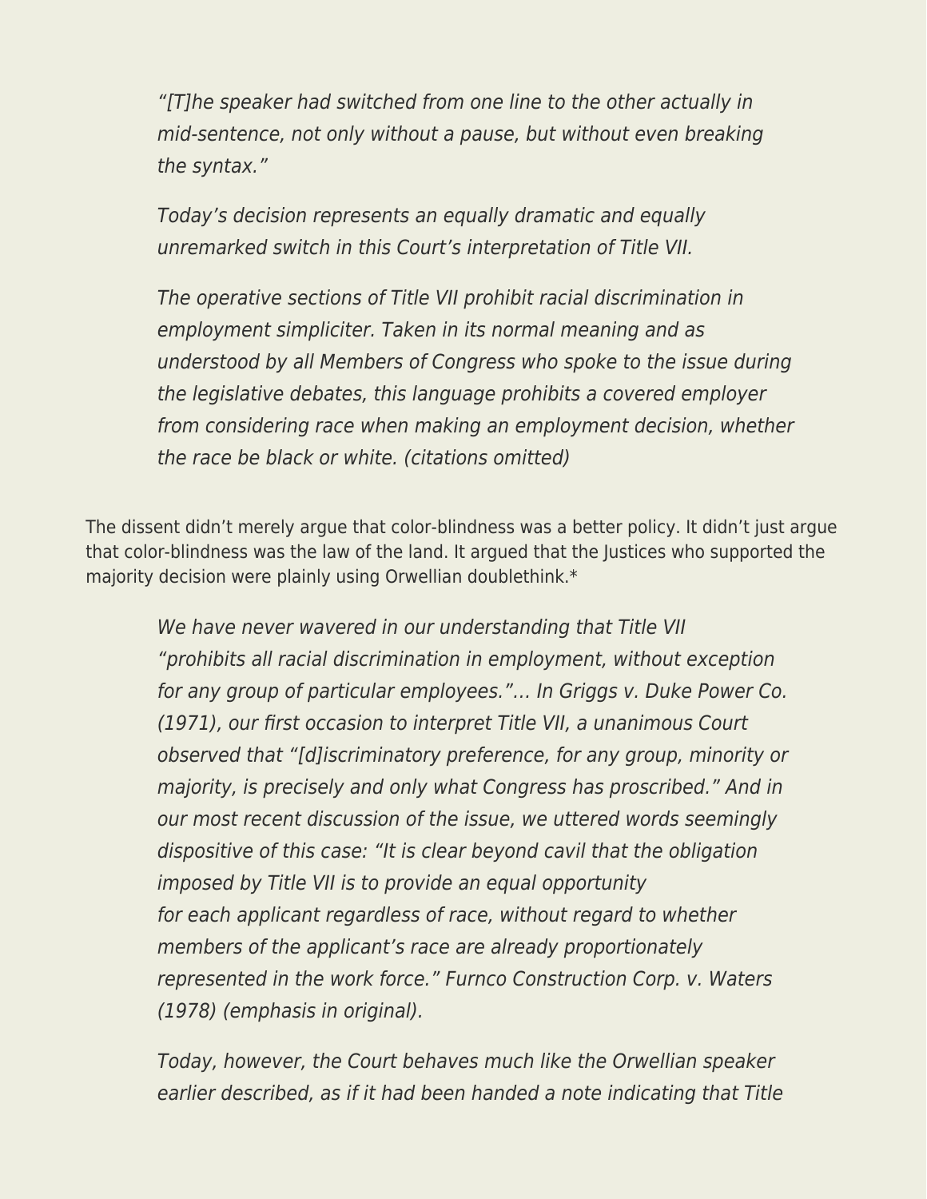> *"[T]he speaker had switched from one line to the other actually in mid-sentence, not only without a pause, but without even breaking the syntax."*
>
> *Today's decision represents an equally dramatic and equally unremarked switch in this Court's interpretation of Title VII.*
>
> *The operative sections of Title VII prohibit racial discrimination in employment simpliciter. Taken in its normal meaning and as understood by all Members of Congress who spoke to the issue during the legislative debates, this language prohibits a covered employer from considering race when making an employment decision, whether the race be black or white. (citations omitted)*

The dissent didn't merely argue that color-blindness was a better policy. It didn't just argue that color-blindness was the law of the land. It argued that the Justices who supported the majority decision were plainly using Orwellian doublethink.*

> *We have never wavered in our understanding that Title VII "prohibits all racial discrimination in employment, without exception for any group of particular employees."… In Griggs v. Duke Power Co. (1971), our first occasion to interpret Title VII, a unanimous Court observed that "[d]iscriminatory preference, for any group, minority or majority, is precisely and only what Congress has proscribed." And in our most recent discussion of the issue, we uttered words seemingly dispositive of this case: "It is clear beyond cavil that the obligation imposed by Title VII is to provide an equal opportunity for each applicant regardless of race, without regard to whether members of the applicant's race are already proportionately represented in the work force." Furnco Construction Corp. v. Waters (1978) (emphasis in original).*
>
> *Today, however, the Court behaves much like the Orwellian speaker earlier described, as if it had been handed a note indicating that Title*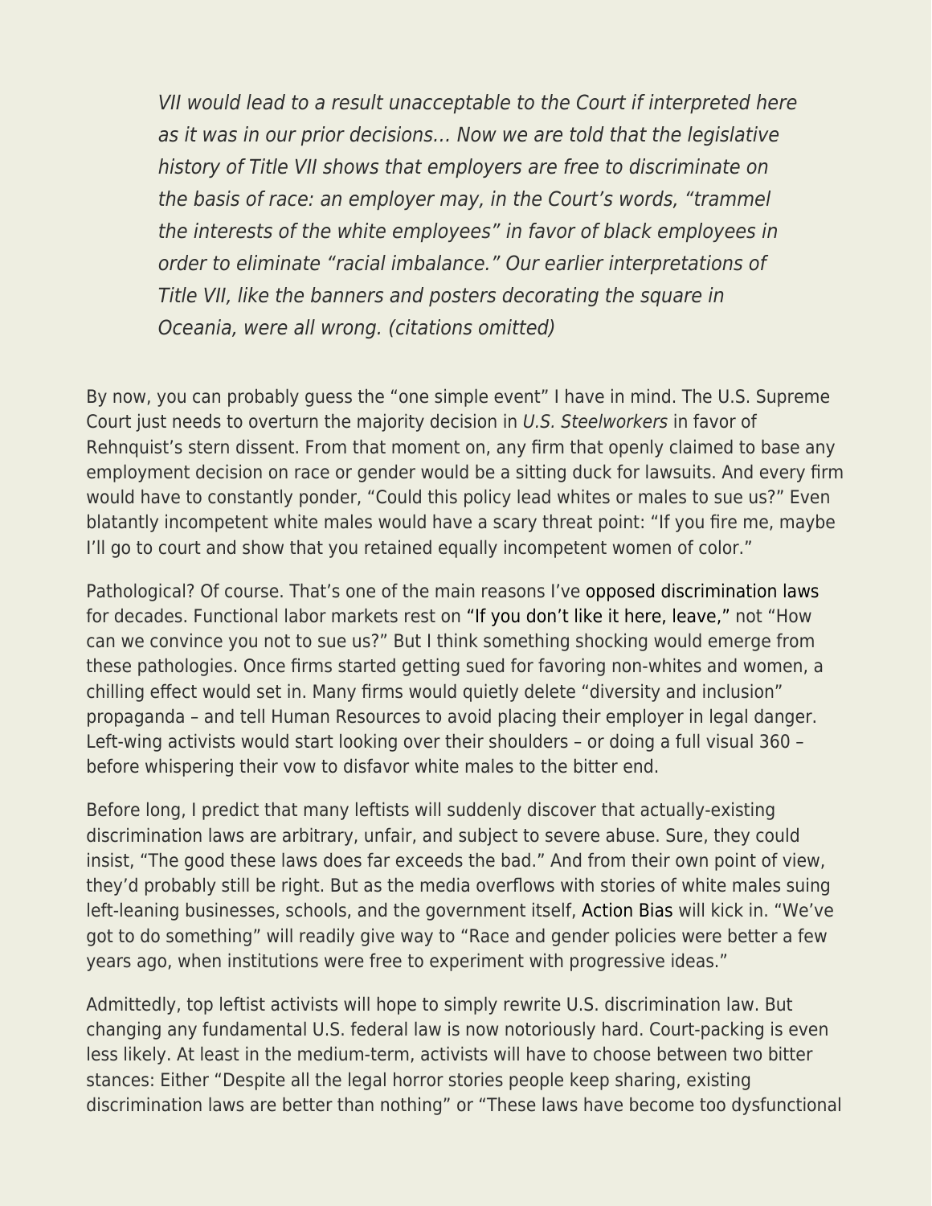> *VII would lead to a result unacceptable to the Court if interpreted here as it was in our prior decisions… Now we are told that the legislative history of Title VII shows that employers are free to discriminate on the basis of race: an employer may, in the Court's words, "trammel the interests of the white employees" in favor of black employees in order to eliminate "racial imbalance." Our earlier interpretations of Title VII, like the banners and posters decorating the square in Oceania, were all wrong. (citations omitted)*

By now, you can probably guess the "one simple event" I have in mind. The U.S. Supreme Court just needs to overturn the majority decision in *U.S. Steelworkers* in favor of Rehnquist's stern dissent. From that moment on, any firm that openly claimed to base any employment decision on race or gender would be a sitting duck for lawsuits. And every firm would have to constantly ponder, "Could this policy lead whites or males to sue us?" Even blatantly incompetent white males would have a scary threat point: "If you fire me, maybe I'll go to court and show that you retained equally incompetent women of color."

Pathological? Of course. That's one of the main reasons I've opposed discrimination laws for decades. Functional labor markets rest on "If you don't like it here, leave," not "How can we convince you not to sue us?" But I think something shocking would emerge from these pathologies. Once firms started getting sued for favoring non-whites and women, a chilling effect would set in. Many firms would quietly delete "diversity and inclusion" propaganda – and tell Human Resources to avoid placing their employer in legal danger. Left-wing activists would start looking over their shoulders – or doing a full visual 360 – before whispering their vow to disfavor white males to the bitter end.

Before long, I predict that many leftists will suddenly discover that actually-existing discrimination laws are arbitrary, unfair, and subject to severe abuse. Sure, they could insist, "The good these laws does far exceeds the bad." And from their own point of view, they'd probably still be right. But as the media overflows with stories of white males suing left-leaning businesses, schools, and the government itself, Action Bias will kick in. "We've got to do something" will readily give way to "Race and gender policies were better a few years ago, when institutions were free to experiment with progressive ideas."

Admittedly, top leftist activists will hope to simply rewrite U.S. discrimination law. But changing any fundamental U.S. federal law is now notoriously hard. Court-packing is even less likely. At least in the medium-term, activists will have to choose between two bitter stances: Either "Despite all the legal horror stories people keep sharing, existing discrimination laws are better than nothing" or "These laws have become too dysfunctional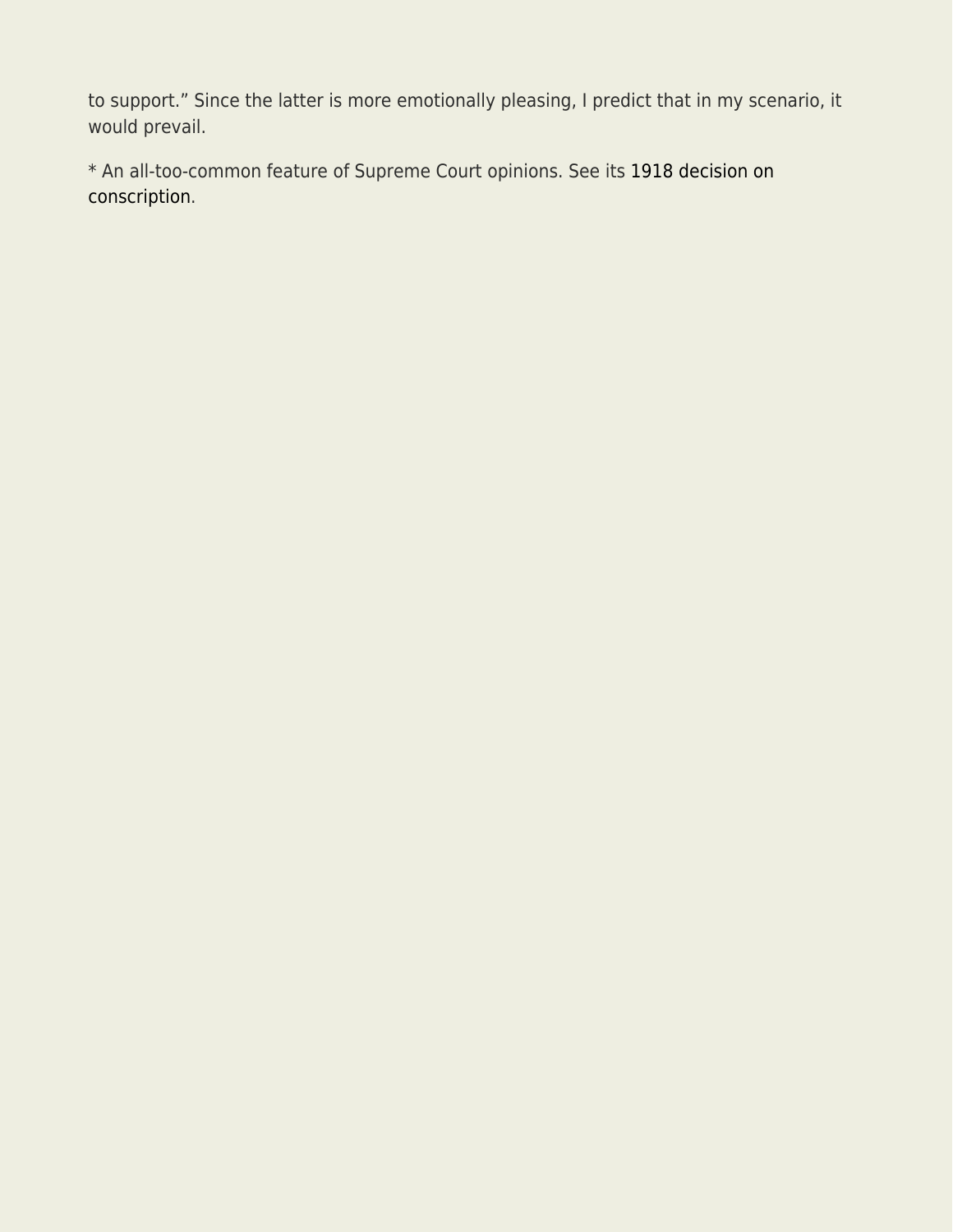to support." Since the latter is more emotionally pleasing, I predict that in my scenario, it would prevail.

* An all-too-common feature of Supreme Court opinions. See its 1918 decision on conscription.